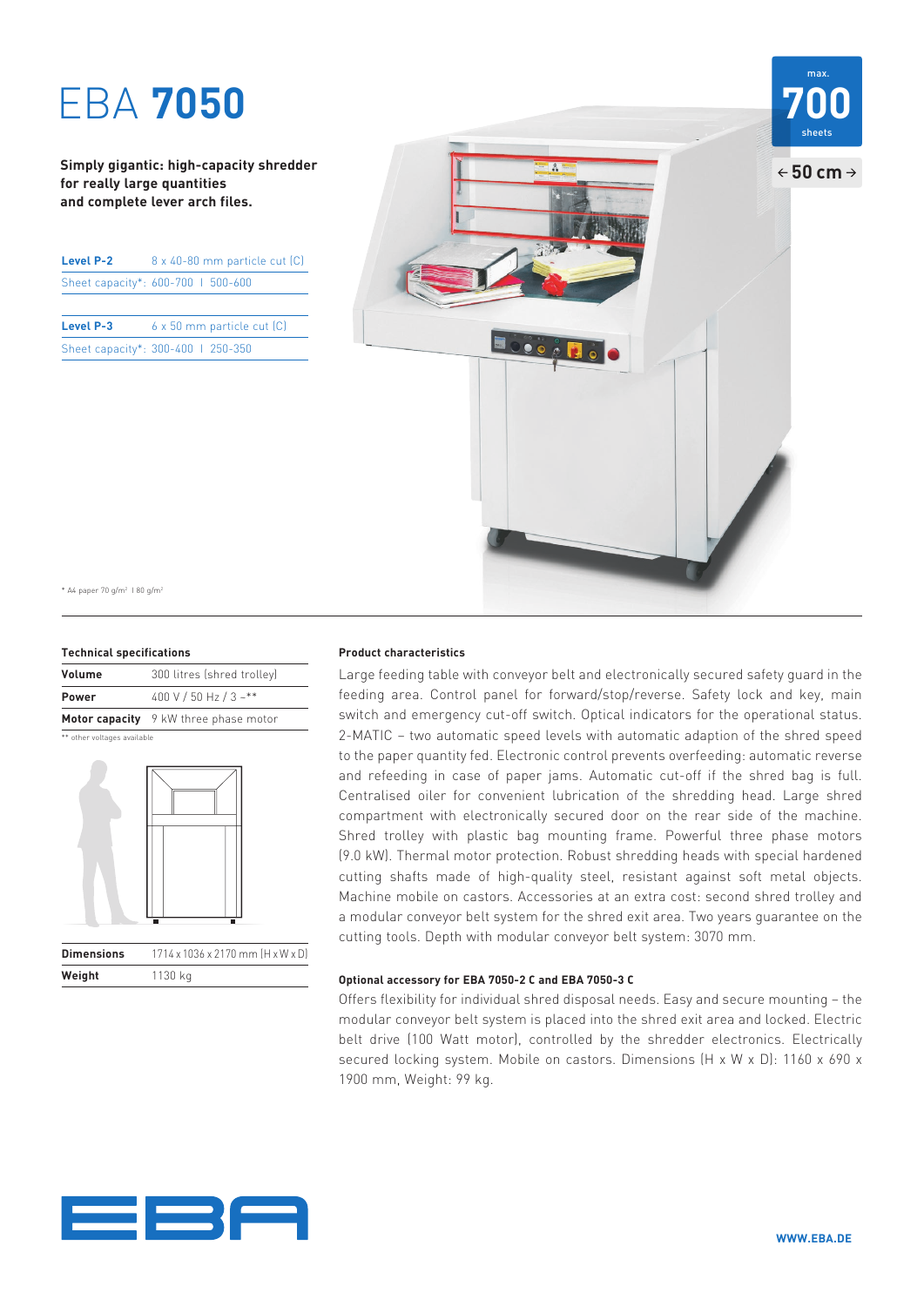# EBA **7050**

**Simply gigantic: high-capacity shredder for really large quantities and complete lever arch files.**

max. **700** sheets

← **50 cm** →

| **Level P-2** | 8 x 40-80 mm particle cut (C) |
|---|---|
| Sheet capacity*: | 600-700 I 500-600 |

| **Level P-3** | 6 x 50 mm particle cut (C) |
|---|---|
| Sheet capacity*: | 300-400 I 250-350 |

* A4 paper 70 g/m² I 80 g/m²

### Technical specifications

| | |
|---|---|
| **Volume** | 300 litres (shred trolley) |
| **Power** | 400 V / 50 Hz / 3 ~** |
| **Motor capacity** | 9 kW three phase motor |

** other voltages available

| | |
|---|---|
| **Dimensions** | 1714 x 1036 x 2170 mm (H x W x D) |
| **Weight** | 1130 kg |

### Product characteristics

Large feeding table with conveyor belt and electronically secured safety guard in the feeding area. Control panel for forward/stop/reverse. Safety lock and key, main switch and emergency cut-off switch. Optical indicators for the operational status. 2-MATIC – two automatic speed levels with automatic adaption of the shred speed to the paper quantity fed. Electronic control prevents overfeeding: automatic reverse and refeeding in case of paper jams. Automatic cut-off if the shred bag is full. Centralised oiler for convenient lubrication of the shredding head. Large shred compartment with electronically secured door on the rear side of the machine. Shred trolley with plastic bag mounting frame. Powerful three phase motors (9.0 kW). Thermal motor protection. Robust shredding heads with special hardened cutting shafts made of high-quality steel, resistant against soft metal objects. Machine mobile on castors. Accessories at an extra cost: second shred trolley and a modular conveyor belt system for the shred exit area. Two years guarantee on the cutting tools. Depth with modular conveyor belt system: 3070 mm.

### Optional accessory for EBA 7050-2 C and EBA 7050-3 C

Offers flexibility for individual shred disposal needs. Easy and secure mounting – the modular conveyor belt system is placed into the shred exit area and locked. Electric belt drive (100 Watt motor), controlled by the shredder electronics. Electrically secured locking system. Mobile on castors. Dimensions (H x W x D): 1160 x 690 x 1900 mm, Weight: 99 kg.

**WWW.EBA.DE**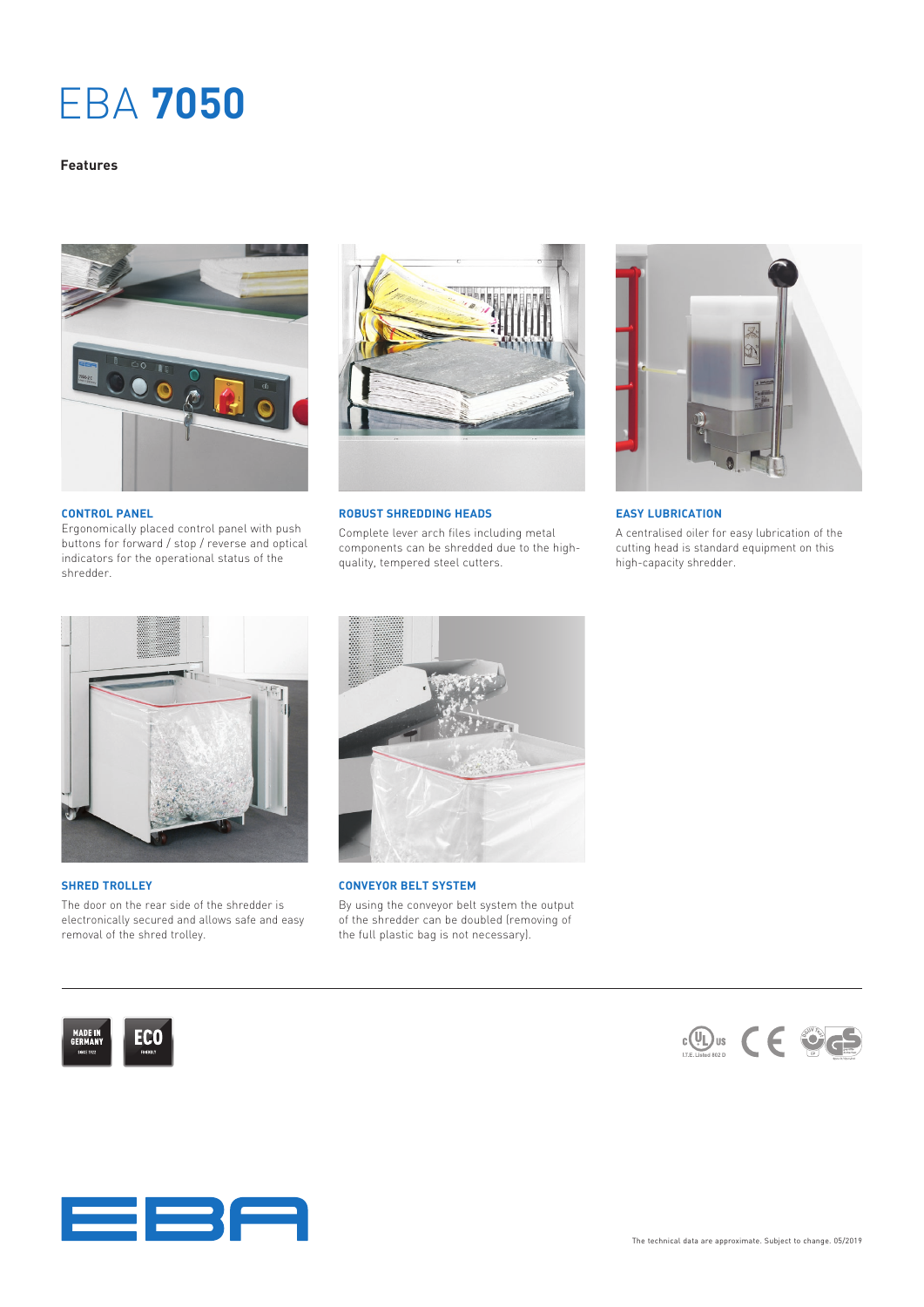# EBA 7050

**Features**

### CONTROL PANEL

Ergonomically placed control panel with push buttons for forward / stop / reverse and optical indicators for the operational status of the shredder.

### ROBUST SHREDDING HEADS

Complete lever arch files including metal components can be shredded due to the high-quality, tempered steel cutters.

### EASY LUBRICATION

A centralised oiler for easy lubrication of the cutting head is standard equipment on this high-capacity shredder.

### SHRED TROLLEY

The door on the rear side of the shredder is electronically secured and allows safe and easy removal of the shred trolley.

### CONVEYOR BELT SYSTEM

By using the conveyor belt system the output of the shredder can be doubled (removing of the full plastic bag is not necessary).

The technical data are approximate. Subject to change. 05/2019